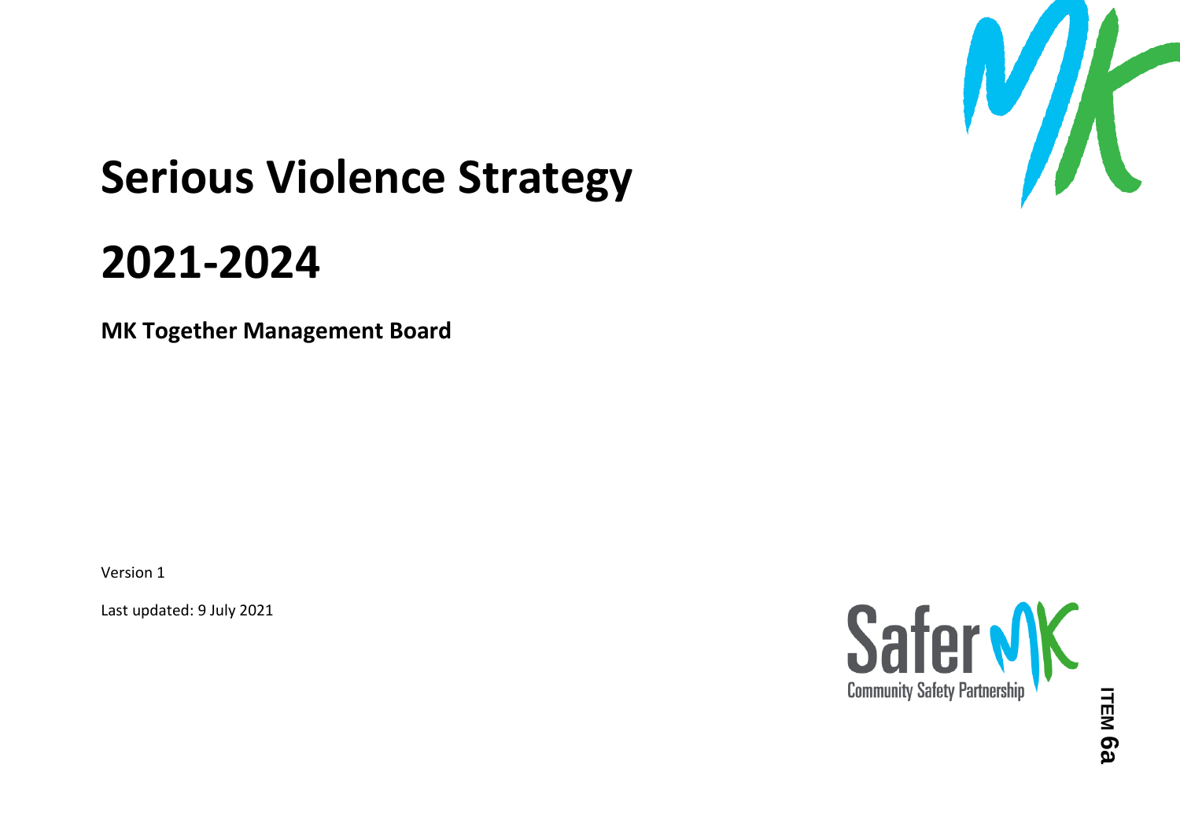# Serious Violence Strategy

# 2021-2024

**MK Together Management Board**

Version 1

Last updated: 9 July 2021

Safer MK
Community Safety Partnership

**ITEM 6a**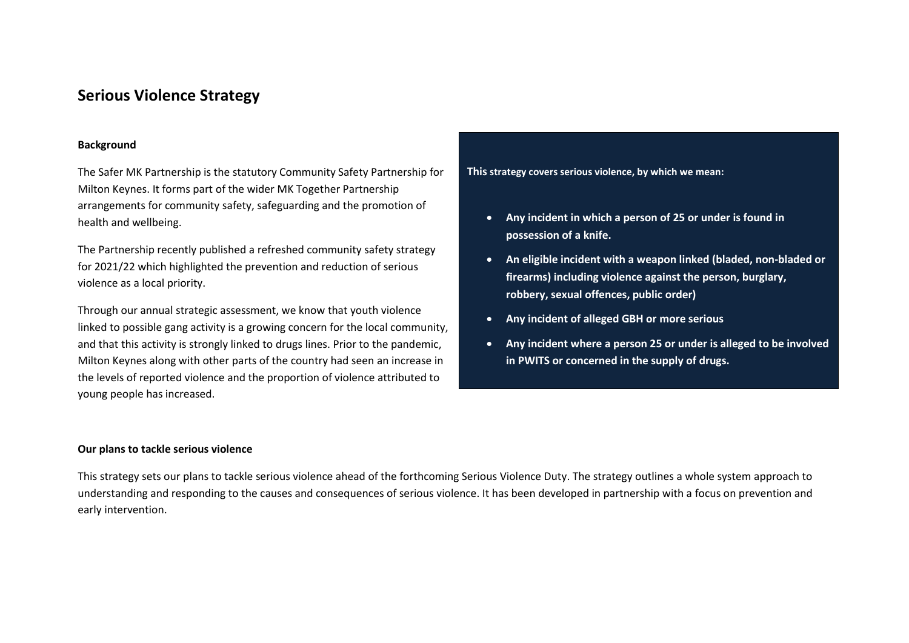# Serious Violence Strategy

**Background**

The Safer MK Partnership is the statutory Community Safety Partnership for Milton Keynes. It forms part of the wider MK Together Partnership arrangements for community safety, safeguarding and the promotion of health and wellbeing.

The Partnership recently published a refreshed community safety strategy for 2021/22 which highlighted the prevention and reduction of serious violence as a local priority.

Through our annual strategic assessment, we know that youth violence linked to possible gang activity is a growing concern for the local community, and that this activity is strongly linked to drugs lines. Prior to the pandemic, Milton Keynes along with other parts of the country had seen an increase in the levels of reported violence and the proportion of violence attributed to young people has increased.

**This strategy covers serious violence, by which we mean:**

- **Any incident in which a person of 25 or under is found in possession of a knife.**
- **An eligible incident with a weapon linked (bladed, non-bladed or firearms) including violence against the person, burglary, robbery, sexual offences, public order)**
- **Any incident of alleged GBH or more serious**
- **Any incident where a person 25 or under is alleged to be involved in PWITS or concerned in the supply of drugs.**

**Our plans to tackle serious violence**

This strategy sets our plans to tackle serious violence ahead of the forthcoming Serious Violence Duty. The strategy outlines a whole system approach to understanding and responding to the causes and consequences of serious violence. It has been developed in partnership with a focus on prevention and early intervention.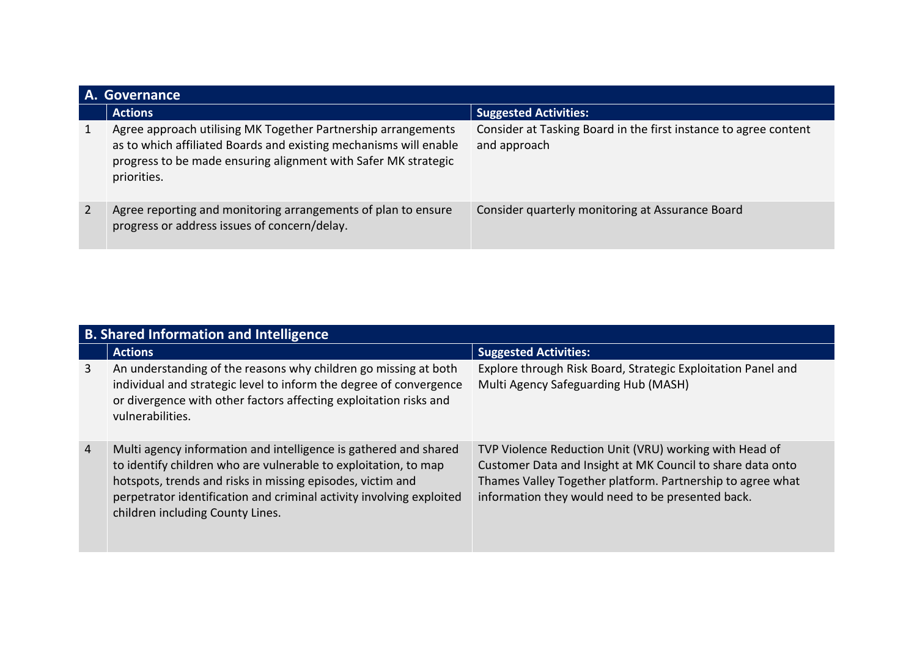## A. Governance

| | Actions | Suggested Activities: |
|---|---|---|
| 1 | Agree approach utilising MK Together Partnership arrangements as to which affiliated Boards and existing mechanisms will enable progress to be made ensuring alignment with Safer MK strategic priorities. | Consider at Tasking Board in the first instance to agree content and approach |
| 2 | Agree reporting and monitoring arrangements of plan to ensure progress or address issues of concern/delay. | Consider quarterly monitoring at Assurance Board |

## B. Shared Information and Intelligence

| | Actions | Suggested Activities: |
|---|---|---|
| 3 | An understanding of the reasons why children go missing at both individual and strategic level to inform the degree of convergence or divergence with other factors affecting exploitation risks and vulnerabilities. | Explore through Risk Board, Strategic Exploitation Panel and Multi Agency Safeguarding Hub (MASH) |
| 4 | Multi agency information and intelligence is gathered and shared to identify children who are vulnerable to exploitation, to map hotspots, trends and risks in missing episodes, victim and perpetrator identification and criminal activity involving exploited children including County Lines. | TVP Violence Reduction Unit (VRU) working with Head of Customer Data and Insight at MK Council to share data onto Thames Valley Together platform. Partnership to agree what information they would need to be presented back. |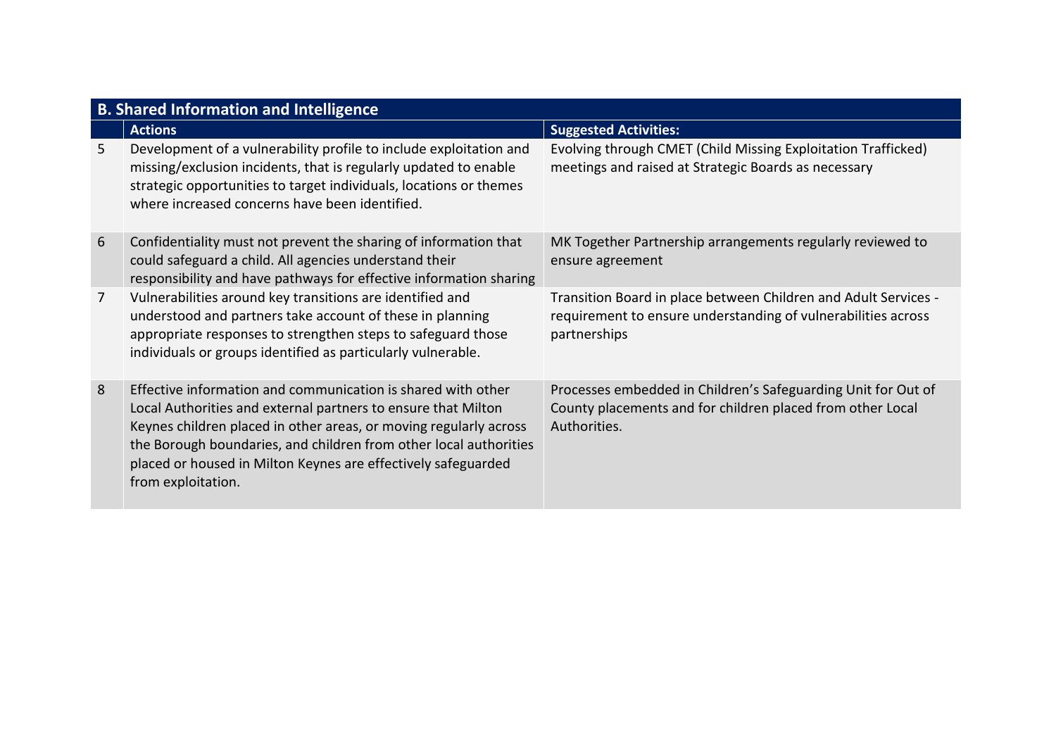| B. Shared Information and Intelligence | | |
|---|---|---|
| | **Actions** | **Suggested Activities:** |
| 5 | Development of a vulnerability profile to include exploitation and missing/exclusion incidents, that is regularly updated to enable strategic opportunities to target individuals, locations or themes where increased concerns have been identified. | Evolving through CMET (Child Missing Exploitation Trafficked) meetings and raised at Strategic Boards as necessary |
| 6 | Confidentiality must not prevent the sharing of information that could safeguard a child. All agencies understand their responsibility and have pathways for effective information sharing | MK Together Partnership arrangements regularly reviewed to ensure agreement |
| 7 | Vulnerabilities around key transitions are identified and understood and partners take account of these in planning appropriate responses to strengthen steps to safeguard those individuals or groups identified as particularly vulnerable. | Transition Board in place between Children and Adult Services - requirement to ensure understanding of vulnerabilities across partnerships |
| 8 | Effective information and communication is shared with other Local Authorities and external partners to ensure that Milton Keynes children placed in other areas, or moving regularly across the Borough boundaries, and children from other local authorities placed or housed in Milton Keynes are effectively safeguarded from exploitation. | Processes embedded in Children's Safeguarding Unit for Out of County placements and for children placed from other Local Authorities. |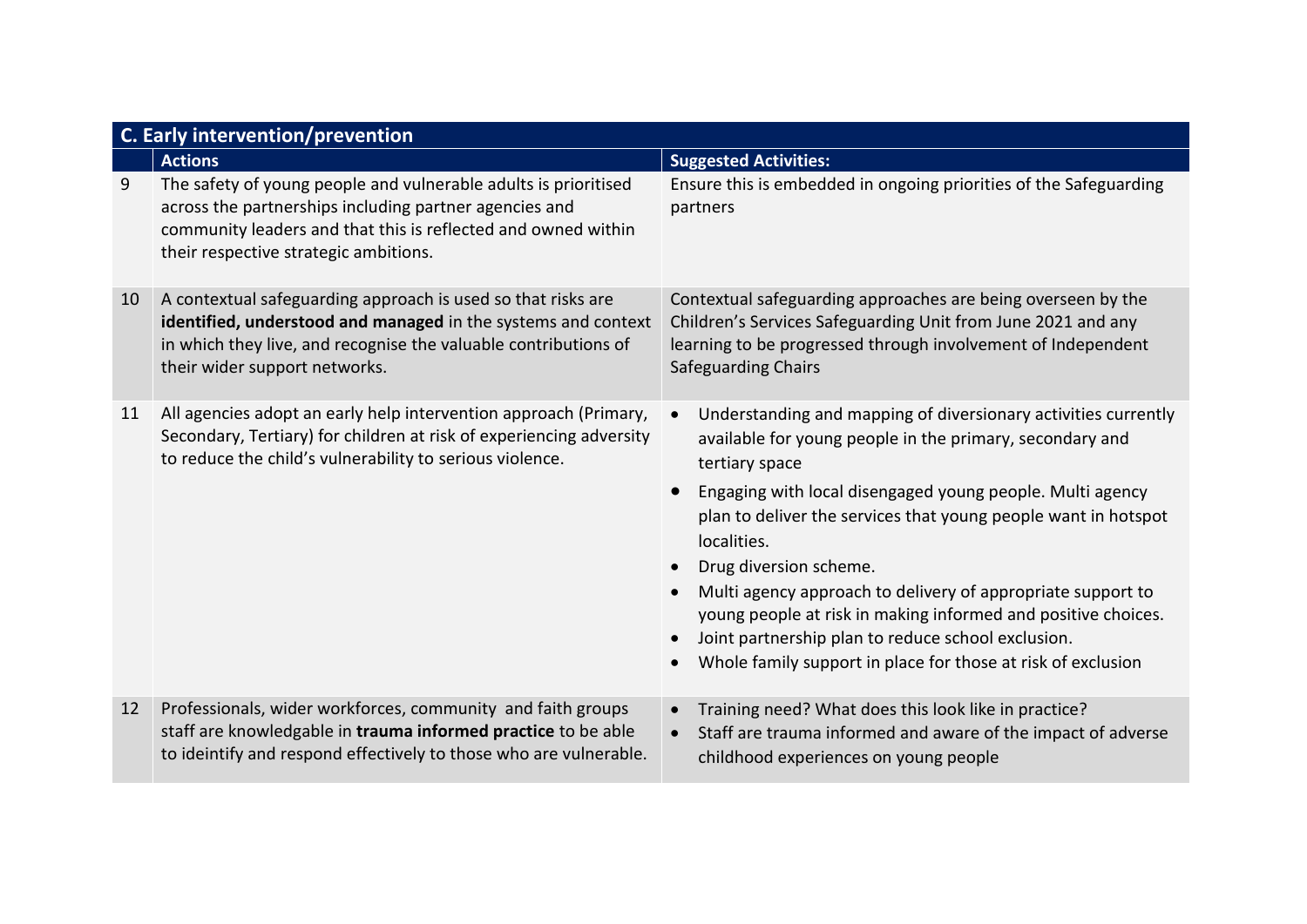| C. Early intervention/prevention | | |
|---|---|---|
| | **Actions** | **Suggested Activities:** |
| 9 | The safety of young people and vulnerable adults is prioritised across the partnerships including partner agencies and community leaders and that this is reflected and owned within their respective strategic ambitions. | Ensure this is embedded in ongoing priorities of the Safeguarding partners |
| 10 | A contextual safeguarding approach is used so that risks are **identified, understood and managed** in the systems and context in which they live, and recognise the valuable contributions of their wider support networks. | Contextual safeguarding approaches are being overseen by the Children's Services Safeguarding Unit from June 2021 and any learning to be progressed through involvement of Independent Safeguarding Chairs |
| 11 | All agencies adopt an early help intervention approach (Primary, Secondary, Tertiary) for children at risk of experiencing adversity to reduce the child's vulnerability to serious violence. | • Understanding and mapping of diversionary activities currently available for young people in the primary, secondary and tertiary space<br>• Engaging with local disengaged young people. Multi agency plan to deliver the services that young people want in hotspot localities.<br>• Drug diversion scheme.<br>• Multi agency approach to delivery of appropriate support to young people at risk in making informed and positive choices.<br>• Joint partnership plan to reduce school exclusion.<br>• Whole family support in place for those at risk of exclusion |
| 12 | Professionals, wider workforces, community and faith groups staff are knowledgable in **trauma informed practice** to be able to ideintify and respond effectively to those who are vulnerable. | • Training need? What does this look like in practice?<br>• Staff are trauma informed and aware of the impact of adverse childhood experiences on young people |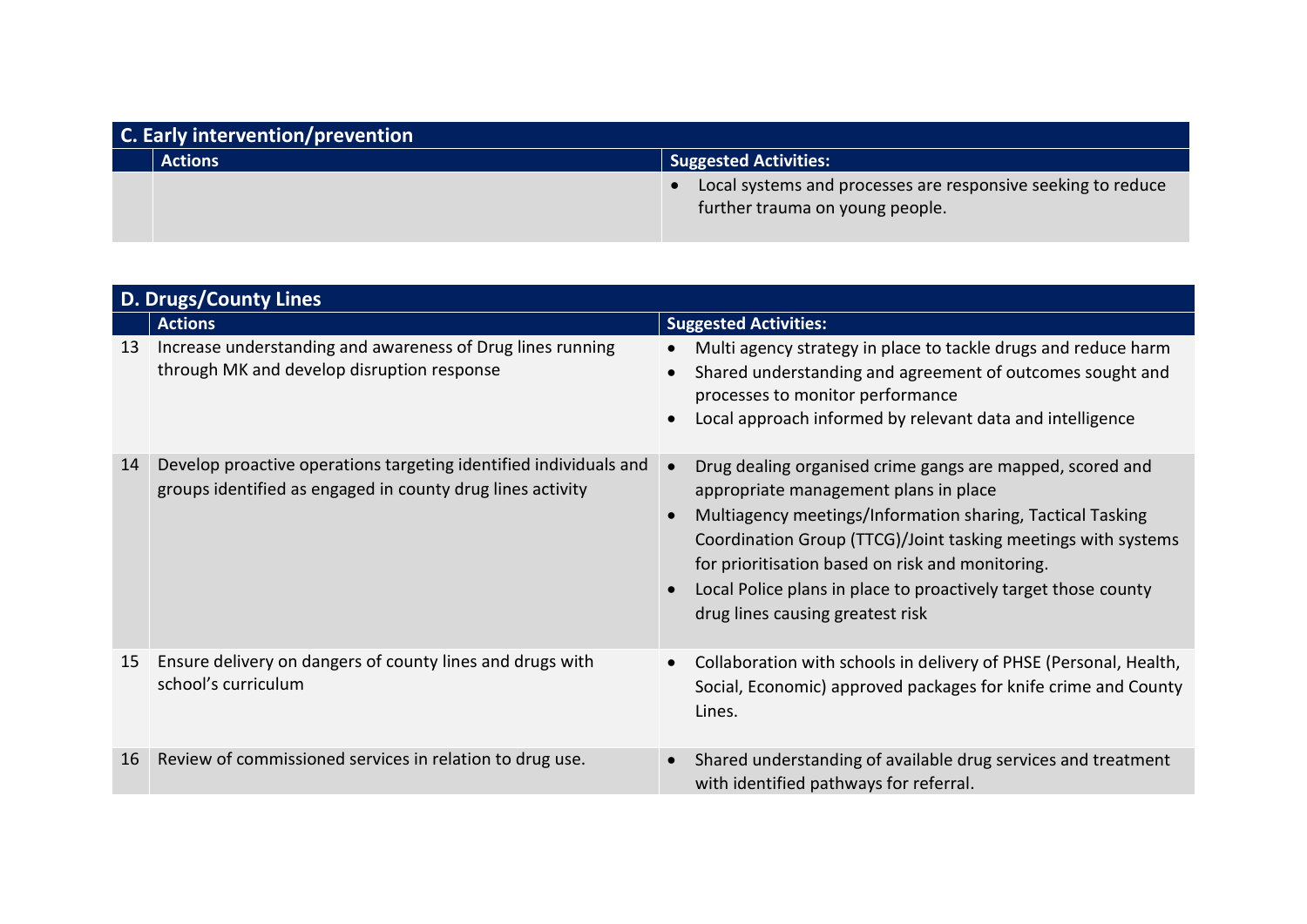| C. Early intervention/prevention | | |
|---|---|---|
| | **Actions** | **Suggested Activities:** |
| | | • Local systems and processes are responsive seeking to reduce further trauma on young people. |

| D. Drugs/County Lines | | |
|---|---|---|
| | **Actions** | **Suggested Activities:** |
| 13 | Increase understanding and awareness of Drug lines running through MK and develop disruption response | • Multi agency strategy in place to tackle drugs and reduce harm<br>• Shared understanding and agreement of outcomes sought and processes to monitor performance<br>• Local approach informed by relevant data and intelligence |
| 14 | Develop proactive operations targeting identified individuals and groups identified as engaged in county drug lines activity | • Drug dealing organised crime gangs are mapped, scored and appropriate management plans in place<br>• Multiagency meetings/Information sharing, Tactical Tasking Coordination Group (TTCG)/Joint tasking meetings with systems for prioritisation based on risk and monitoring.<br>• Local Police plans in place to proactively target those county drug lines causing greatest risk |
| 15 | Ensure delivery on dangers of county lines and drugs with school's curriculum | • Collaboration with schools in delivery of PHSE (Personal, Health, Social, Economic) approved packages for knife crime and County Lines. |
| 16 | Review of commissioned services in relation to drug use. | • Shared understanding of available drug services and treatment with identified pathways for referral. |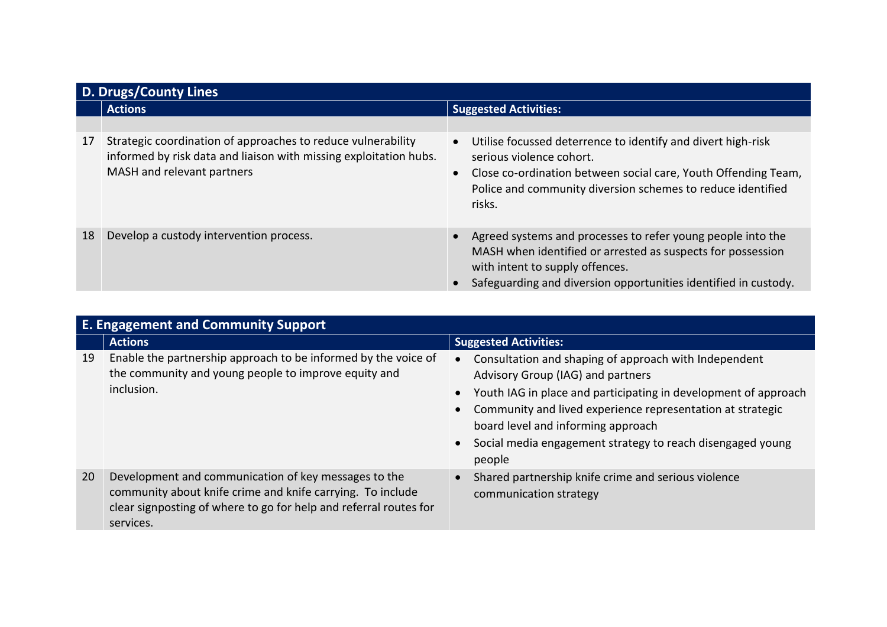## D. Drugs/County Lines

| | Actions | Suggested Activities: |
|---|---|---|
| | | |
| 17 | Strategic coordination of approaches to reduce vulnerability informed by risk data and liaison with missing exploitation hubs. MASH and relevant partners | • Utilise focussed deterrence to identify and divert high-risk serious violence cohort.<br>• Close co-ordination between social care, Youth Offending Team, Police and community diversion schemes to reduce identified risks. |
| 18 | Develop a custody intervention process. | • Agreed systems and processes to refer young people into the MASH when identified or arrested as suspects for possession with intent to supply offences.<br>• Safeguarding and diversion opportunities identified in custody. |

## E. Engagement and Community Support

| | Actions | Suggested Activities: |
|---|---|---|
| 19 | Enable the partnership approach to be informed by the voice of the community and young people to improve equity and inclusion. | • Consultation and shaping of approach with Independent Advisory Group (IAG) and partners<br>• Youth IAG in place and participating in development of approach<br>• Community and lived experience representation at strategic board level and informing approach<br>• Social media engagement strategy to reach disengaged young people |
| 20 | Development and communication of key messages to the community about knife crime and knife carrying. To include clear signposting of where to go for help and referral routes for services. | • Shared partnership knife crime and serious violence communication strategy |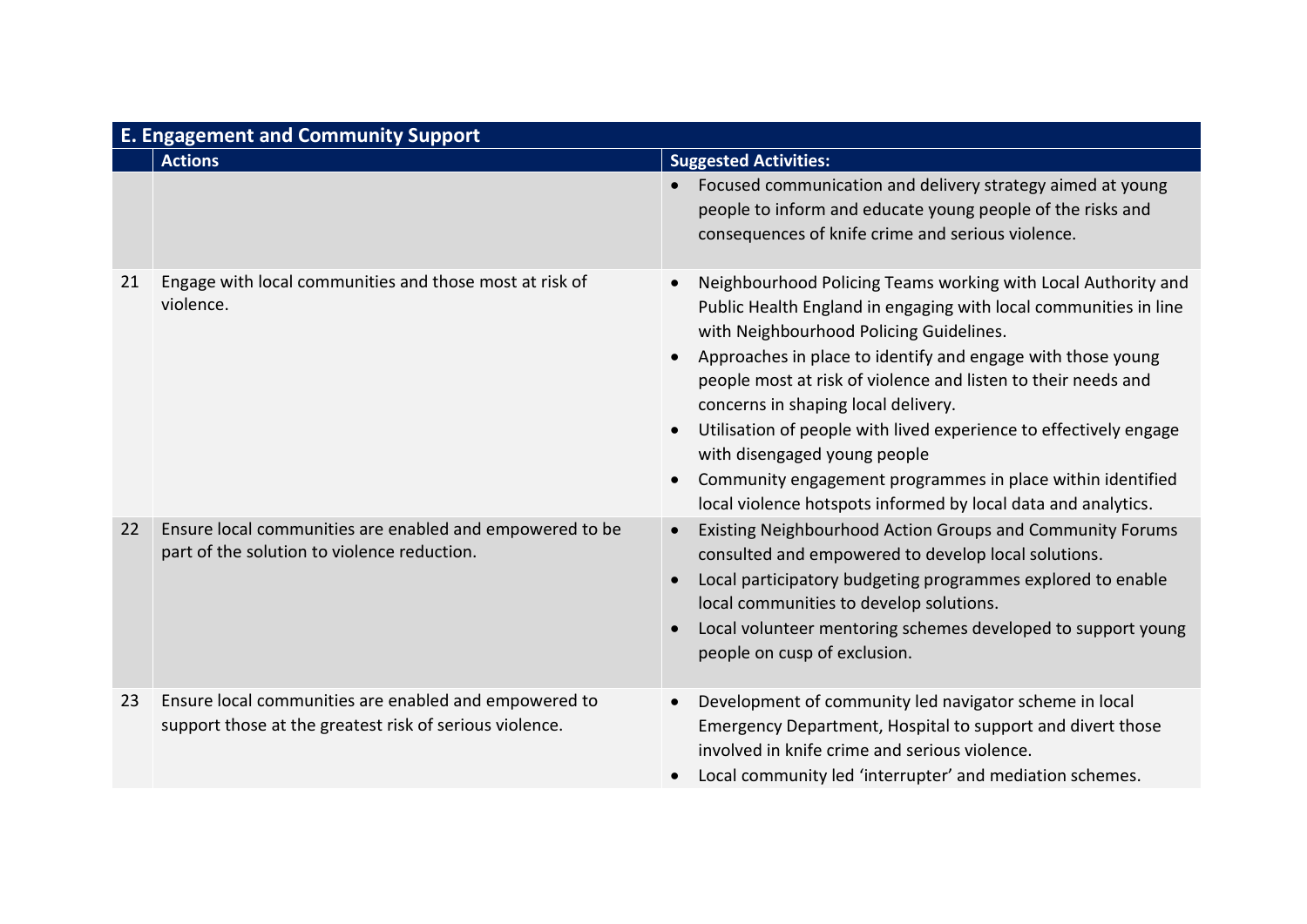| E. Engagement and Community Support | | |
|---|---|---|
| | **Actions** | **Suggested Activities:** |
| | | • Focused communication and delivery strategy aimed at young people to inform and educate young people of the risks and consequences of knife crime and serious violence. |
| 21 | Engage with local communities and those most at risk of violence. | • Neighbourhood Policing Teams working with Local Authority and Public Health England in engaging with local communities in line with Neighbourhood Policing Guidelines.<br>• Approaches in place to identify and engage with those young people most at risk of violence and listen to their needs and concerns in shaping local delivery.<br>• Utilisation of people with lived experience to effectively engage with disengaged young people<br>• Community engagement programmes in place within identified local violence hotspots informed by local data and analytics. |
| 22 | Ensure local communities are enabled and empowered to be part of the solution to violence reduction. | • Existing Neighbourhood Action Groups and Community Forums consulted and empowered to develop local solutions.<br>• Local participatory budgeting programmes explored to enable local communities to develop solutions.<br>• Local volunteer mentoring schemes developed to support young people on cusp of exclusion. |
| 23 | Ensure local communities are enabled and empowered to support those at the greatest risk of serious violence. | • Development of community led navigator scheme in local Emergency Department, Hospital to support and divert those involved in knife crime and serious violence.<br>• Local community led 'interrupter' and mediation schemes. |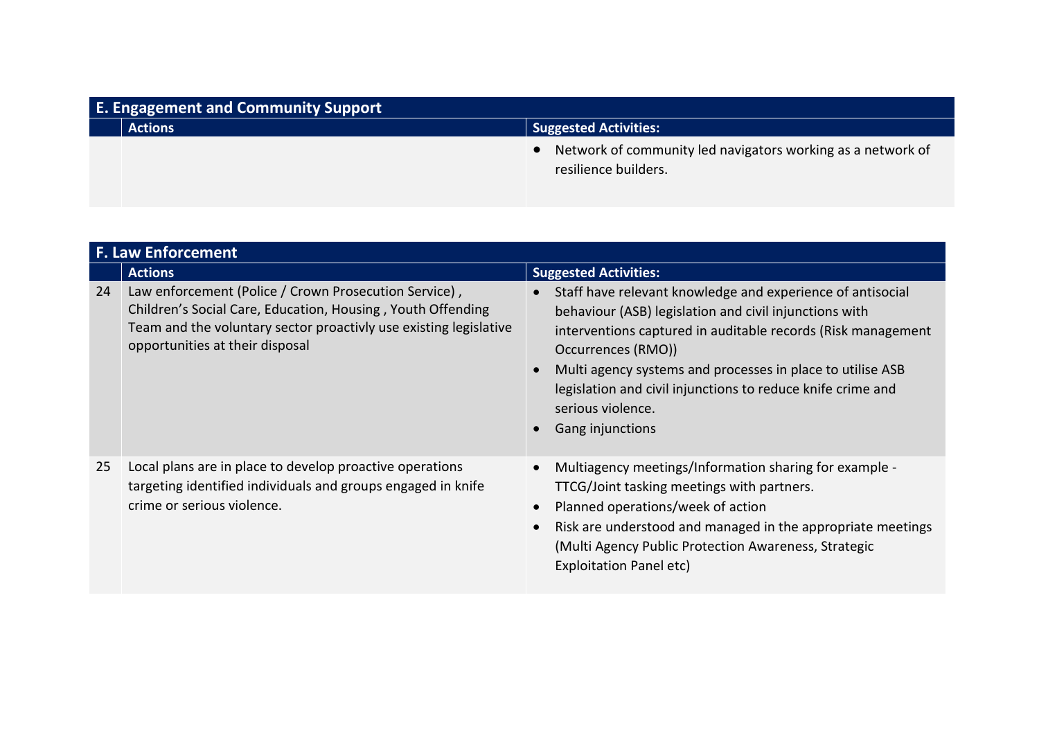| E. Engagement and Community Support | | |
|---|---|---|
| | **Actions** | **Suggested Activities:** |
| | | • Network of community led navigators working as a network of resilience builders. |

| F. Law Enforcement | | |
|---|---|---|
| | **Actions** | **Suggested Activities:** |
| 24 | Law enforcement (Police / Crown Prosecution Service) , Children's Social Care, Education, Housing , Youth Offending Team and the voluntary sector proactivly use existing legislative opportunities at their disposal | • Staff have relevant knowledge and experience of antisocial behaviour (ASB) legislation and civil injunctions with interventions captured in auditable records (Risk management Occurrences (RMO))<br>• Multi agency systems and processes in place to utilise ASB legislation and civil injunctions to reduce knife crime and serious violence.<br>• Gang injunctions |
| 25 | Local plans are in place to develop proactive operations targeting identified individuals and groups engaged in knife crime or serious violence. | • Multiagency meetings/Information sharing for example - TTCG/Joint tasking meetings with partners.<br>• Planned operations/week of action<br>• Risk are understood and managed in the appropriate meetings (Multi Agency Public Protection Awareness, Strategic Exploitation Panel etc) |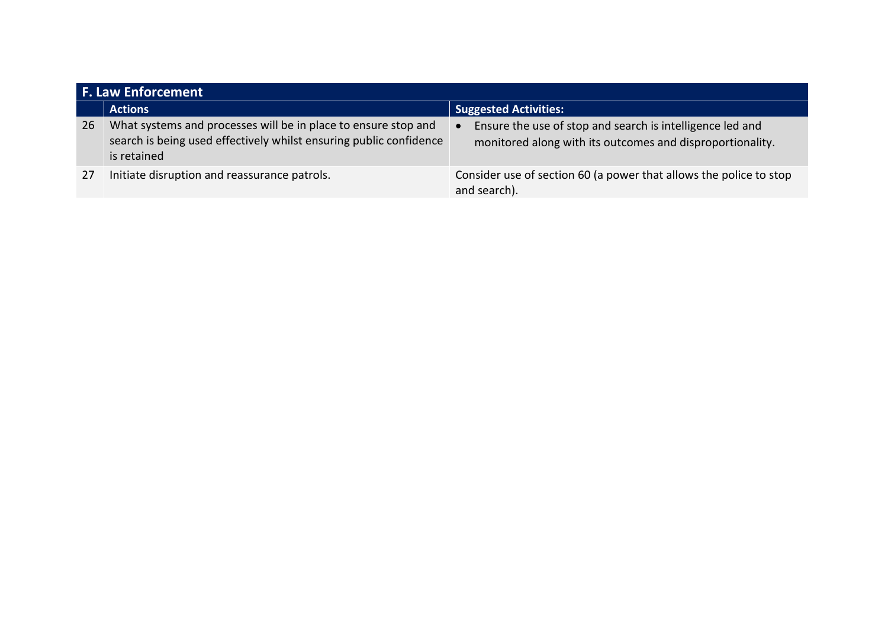| F. Law Enforcement | | |
|---|---|---|
| | **Actions** | **Suggested Activities:** |
| 26 | What systems and processes will be in place to ensure stop and search is being used effectively whilst ensuring public confidence is retained | • Ensure the use of stop and search is intelligence led and monitored along with its outcomes and disproportionality. |
| 27 | Initiate disruption and reassurance patrols. | Consider use of section 60 (a power that allows the police to stop and search). |